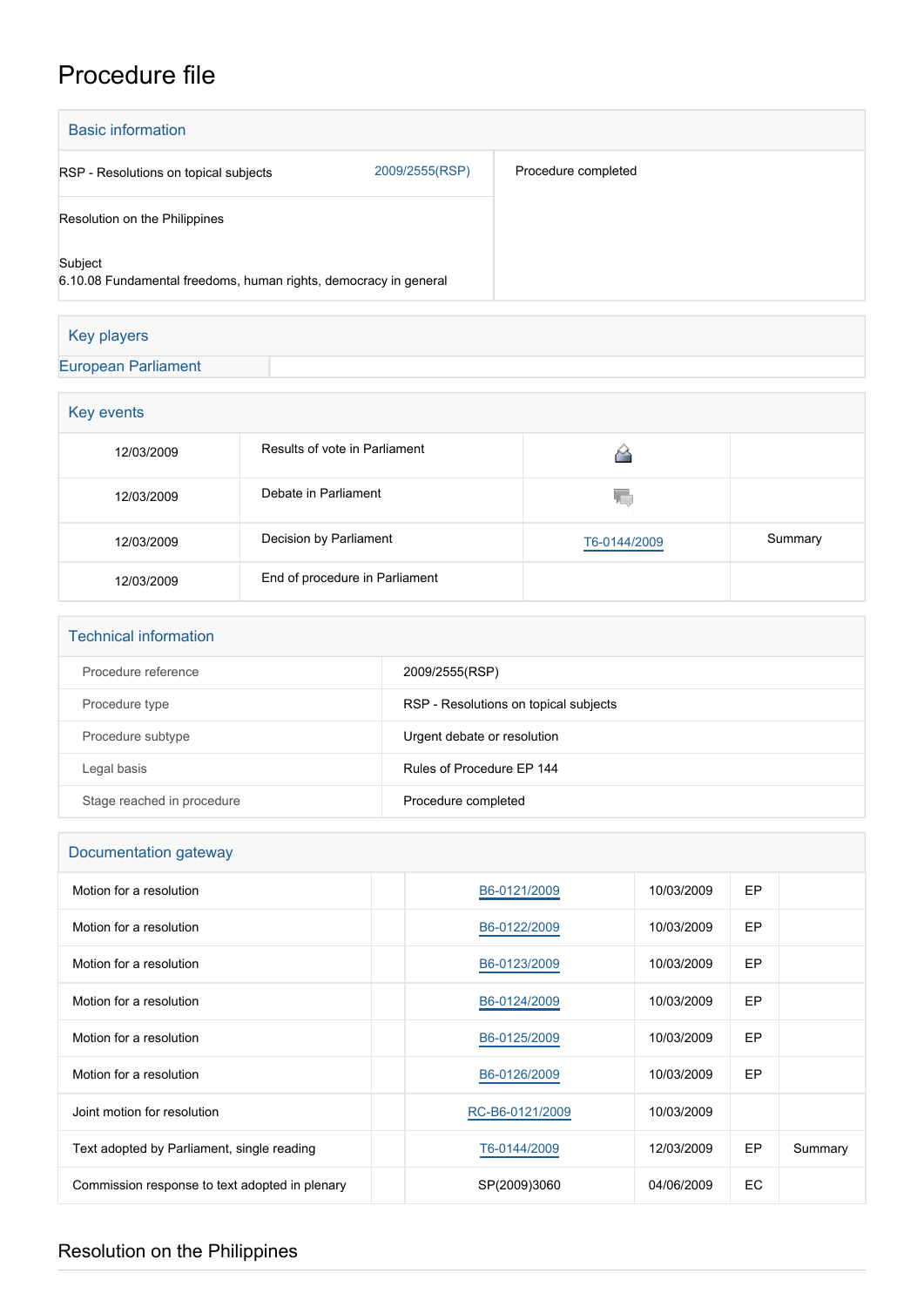# Procedure file

## Basic information

| | | |
|---|---|---|
| RSP - Resolutions on topical subjects | 2009/2555(RSP) | Procedure completed |
| Resolution on the Philippines | | |
| Subject<br>6.10.08 Fundamental freedoms, human rights, democracy in general | | |

## Key players

| | |
|---|---|
| European Parliament | |

## Key events

| | | | |
|---|---|---|---|
| 12/03/2009 | Results of vote in Parliament | | |
| 12/03/2009 | Debate in Parliament | | |
| 12/03/2009 | Decision by Parliament | T6-0144/2009 | Summary |
| 12/03/2009 | End of procedure in Parliament | | |

## Technical information

| | |
|---|---|
| Procedure reference | 2009/2555(RSP) |
| Procedure type | RSP - Resolutions on topical subjects |
| Procedure subtype | Urgent debate or resolution |
| Legal basis | Rules of Procedure EP 144 |
| Stage reached in procedure | Procedure completed |

## Documentation gateway

| | | | | | |
|---|---|---|---|---|---|
| Motion for a resolution | | B6-0121/2009 | 10/03/2009 | EP | |
| Motion for a resolution | | B6-0122/2009 | 10/03/2009 | EP | |
| Motion for a resolution | | B6-0123/2009 | 10/03/2009 | EP | |
| Motion for a resolution | | B6-0124/2009 | 10/03/2009 | EP | |
| Motion for a resolution | | B6-0125/2009 | 10/03/2009 | EP | |
| Motion for a resolution | | B6-0126/2009 | 10/03/2009 | EP | |
| Joint motion for resolution | | RC-B6-0121/2009 | 10/03/2009 | | |
| Text adopted by Parliament, single reading | | T6-0144/2009 | 12/03/2009 | EP | Summary |
| Commission response to text adopted in plenary | | SP(2009)3060 | 04/06/2009 | EC | |

## Resolution on the Philippines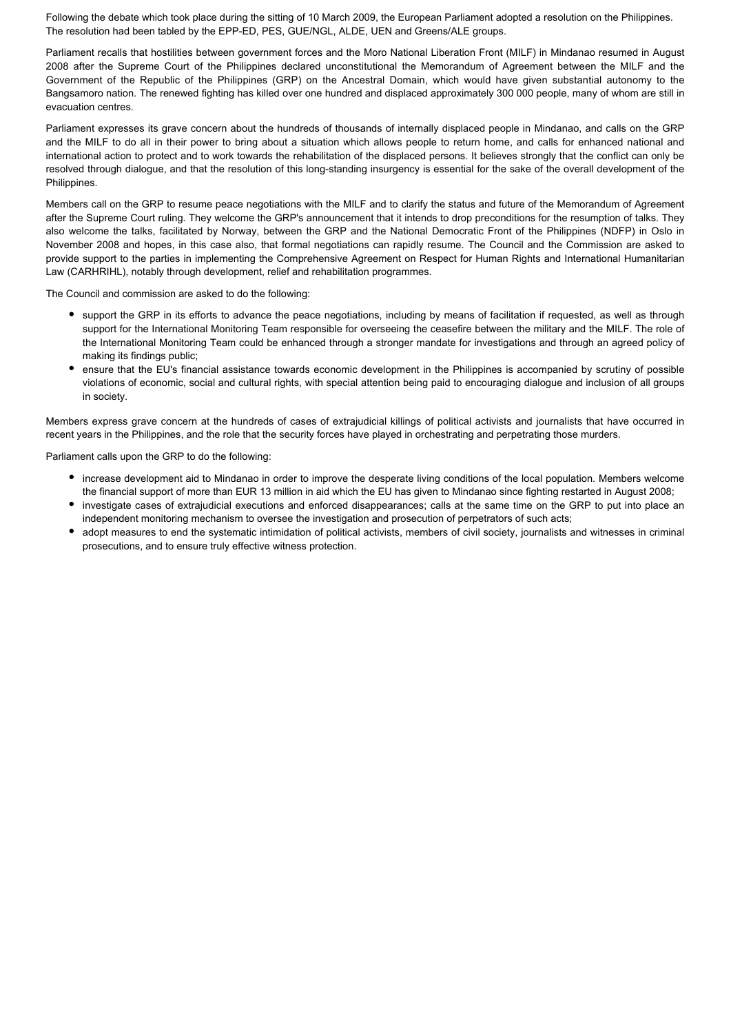Following the debate which took place during the sitting of 10 March 2009, the European Parliament adopted a resolution on the Philippines. The resolution had been tabled by the EPP-ED, PES, GUE/NGL, ALDE, UEN and Greens/ALE groups.

Parliament recalls that hostilities between government forces and the Moro National Liberation Front (MILF) in Mindanao resumed in August 2008 after the Supreme Court of the Philippines declared unconstitutional the Memorandum of Agreement between the MILF and the Government of the Republic of the Philippines (GRP) on the Ancestral Domain, which would have given substantial autonomy to the Bangsamoro nation. The renewed fighting has killed over one hundred and displaced approximately 300 000 people, many of whom are still in evacuation centres.

Parliament expresses its grave concern about the hundreds of thousands of internally displaced people in Mindanao, and calls on the GRP and the MILF to do all in their power to bring about a situation which allows people to return home, and calls for enhanced national and international action to protect and to work towards the rehabilitation of the displaced persons. It believes strongly that the conflict can only be resolved through dialogue, and that the resolution of this long-standing insurgency is essential for the sake of the overall development of the Philippines.

Members call on the GRP to resume peace negotiations with the MILF and to clarify the status and future of the Memorandum of Agreement after the Supreme Court ruling. They welcome the GRP's announcement that it intends to drop preconditions for the resumption of talks. They also welcome the talks, facilitated by Norway, between the GRP and the National Democratic Front of the Philippines (NDFP) in Oslo in November 2008 and hopes, in this case also, that formal negotiations can rapidly resume. The Council and the Commission are asked to provide support to the parties in implementing the Comprehensive Agreement on Respect for Human Rights and International Humanitarian Law (CARHRIHL), notably through development, relief and rehabilitation programmes.

The Council and commission are asked to do the following:

- support the GRP in its efforts to advance the peace negotiations, including by means of facilitation if requested, as well as through support for the International Monitoring Team responsible for overseeing the ceasefire between the military and the MILF. The role of the International Monitoring Team could be enhanced through a stronger mandate for investigations and through an agreed policy of making its findings public;
- ensure that the EU's financial assistance towards economic development in the Philippines is accompanied by scrutiny of possible violations of economic, social and cultural rights, with special attention being paid to encouraging dialogue and inclusion of all groups in society.

Members express grave concern at the hundreds of cases of extrajudicial killings of political activists and journalists that have occurred in recent years in the Philippines, and the role that the security forces have played in orchestrating and perpetrating those murders.

Parliament calls upon the GRP to do the following:

- increase development aid to Mindanao in order to improve the desperate living conditions of the local population. Members welcome the financial support of more than EUR 13 million in aid which the EU has given to Mindanao since fighting restarted in August 2008;
- investigate cases of extrajudicial executions and enforced disappearances; calls at the same time on the GRP to put into place an independent monitoring mechanism to oversee the investigation and prosecution of perpetrators of such acts;
- adopt measures to end the systematic intimidation of political activists, members of civil society, journalists and witnesses in criminal prosecutions, and to ensure truly effective witness protection.